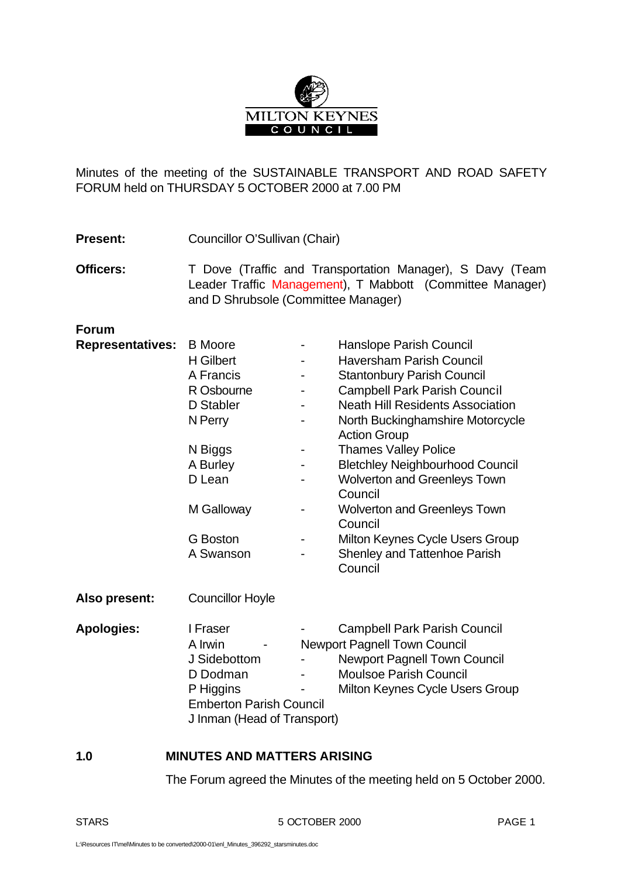MILTON KEYNES
COUNCIL

Minutes of the meeting of the SUSTAINABLE TRANSPORT AND ROAD SAFETY FORUM held on THURSDAY 5 OCTOBER 2000 at 7.00 PM

**Present:** Councillor O'Sullivan (Chair)

**Officers:** T Dove (Traffic and Transportation Manager), S Davy (Team Leader Traffic Management), T Mabbott (Committee Manager) and D Shrubsole (Committee Manager)

**Forum Representatives:**

| | | |
|---|---|---|
| B Moore | - | Hanslope Parish Council |
| H Gilbert | - | Haversham Parish Council |
| A Francis | - | Stantonbury Parish Council |
| R Osbourne | - | Campbell Park Parish Council |
| D Stabler | - | Neath Hill Residents Association |
| N Perry | - | North Buckinghamshire Motorcycle Action Group |
| N Biggs | - | Thames Valley Police |
| A Burley | - | Bletchley Neighbourhood Council |
| D Lean | - | Wolverton and Greenleys Town Council |
| M Galloway | - | Wolverton and Greenleys Town Council |
| G Boston | - | Milton Keynes Cycle Users Group |
| A Swanson | - | Shenley and Tattenhoe Parish Council |

**Also present:** Councillor Hoyle

**Apologies:**

| | | |
|---|---|---|
| I Fraser | - | Campbell Park Parish Council |
| A Irwin | - | Newport Pagnell Town Council |
| J Sidebottom | - | Newport Pagnell Town Council |
| D Dodman | - | Moulsoe Parish Council |
| P Higgins | - | Milton Keynes Cycle Users Group |
| Emberton Parish Council | | |
| J Inman (Head of Transport) | | |

## 1.0 MINUTES AND MATTERS ARISING

The Forum agreed the Minutes of the meeting held on 5 October 2000.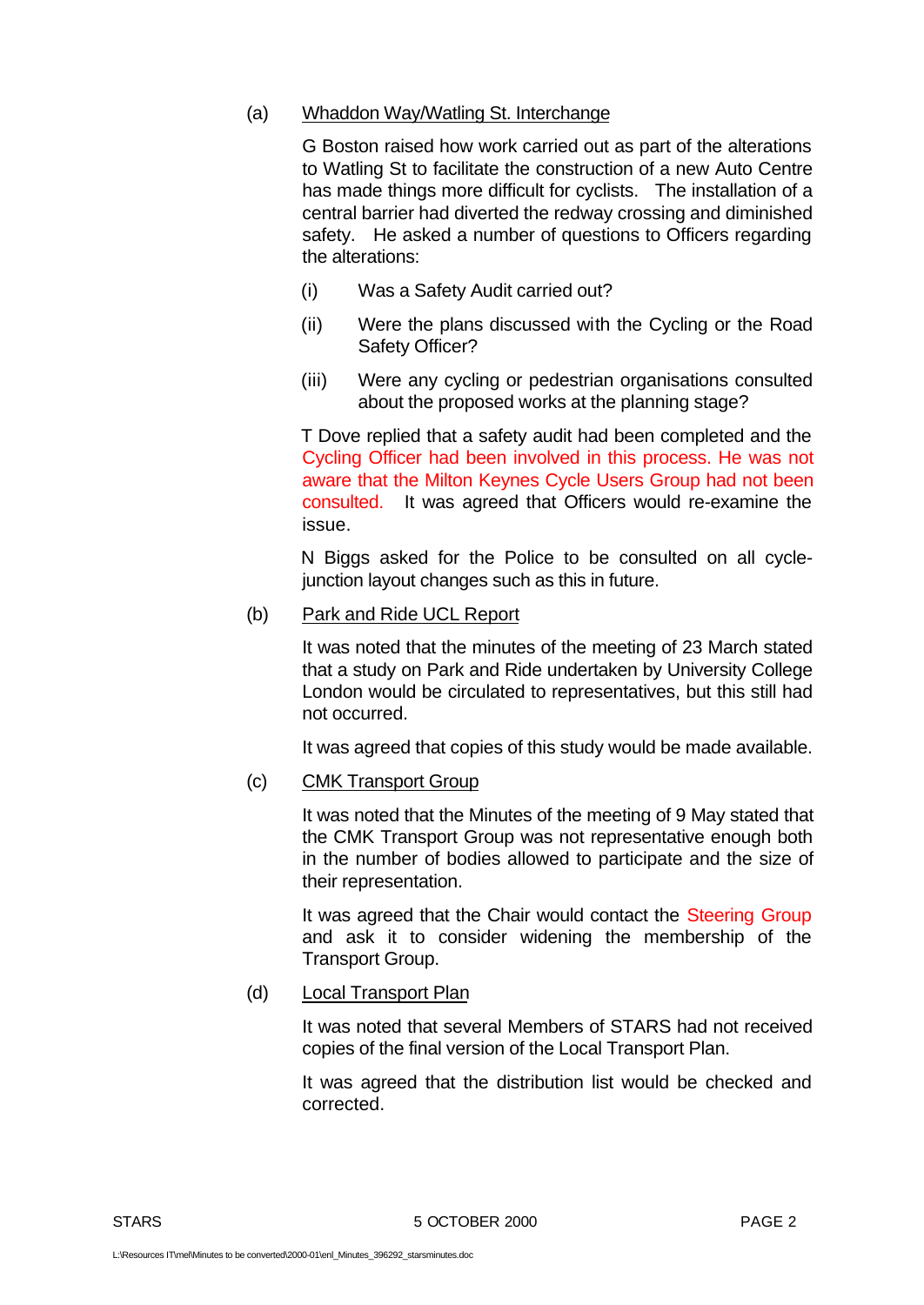(a) Whaddon Way/Watling St. Interchange

G Boston raised how work carried out as part of the alterations to Watling St to facilitate the construction of a new Auto Centre has made things more difficult for cyclists. The installation of a central barrier had diverted the redway crossing and diminished safety. He asked a number of questions to Officers regarding the alterations:

(i) Was a Safety Audit carried out?

(ii) Were the plans discussed with the Cycling or the Road Safety Officer?

(iii) Were any cycling or pedestrian organisations consulted about the proposed works at the planning stage?

T Dove replied that a safety audit had been completed and the Cycling Officer had been involved in this process. He was not aware that the Milton Keynes Cycle Users Group had not been consulted. It was agreed that Officers would re-examine the issue.

N Biggs asked for the Police to be consulted on all cycle-junction layout changes such as this in future.

(b) Park and Ride UCL Report

It was noted that the minutes of the meeting of 23 March stated that a study on Park and Ride undertaken by University College London would be circulated to representatives, but this still had not occurred.

It was agreed that copies of this study would be made available.

(c) CMK Transport Group

It was noted that the Minutes of the meeting of 9 May stated that the CMK Transport Group was not representative enough both in the number of bodies allowed to participate and the size of their representation.

It was agreed that the Chair would contact the Steering Group and ask it to consider widening the membership of the Transport Group.

(d) Local Transport Plan

It was noted that several Members of STARS had not received copies of the final version of the Local Transport Plan.

It was agreed that the distribution list would be checked and corrected.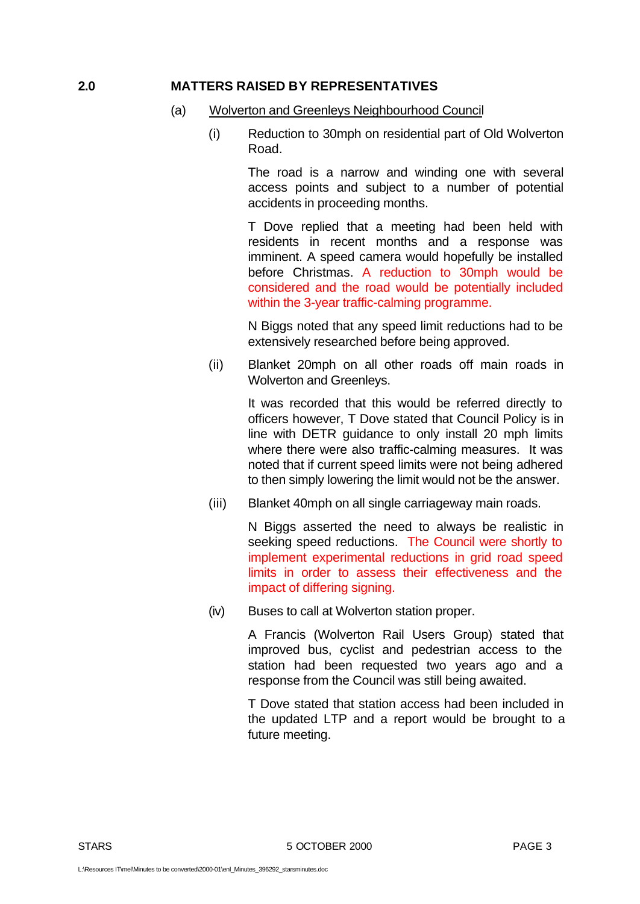## 2.0 MATTERS RAISED BY REPRESENTATIVES

(a) Wolverton and Greenleys Neighbourhood Council

(i) Reduction to 30mph on residential part of Old Wolverton Road.

The road is a narrow and winding one with several access points and subject to a number of potential accidents in proceeding months.

T Dove replied that a meeting had been held with residents in recent months and a response was imminent. A speed camera would hopefully be installed before Christmas. A reduction to 30mph would be considered and the road would be potentially included within the 3-year traffic-calming programme.

N Biggs noted that any speed limit reductions had to be extensively researched before being approved.

(ii) Blanket 20mph on all other roads off main roads in Wolverton and Greenleys.

It was recorded that this would be referred directly to officers however, T Dove stated that Council Policy is in line with DETR guidance to only install 20 mph limits where there were also traffic-calming measures. It was noted that if current speed limits were not being adhered to then simply lowering the limit would not be the answer.

(iii) Blanket 40mph on all single carriageway main roads.

N Biggs asserted the need to always be realistic in seeking speed reductions. The Council were shortly to implement experimental reductions in grid road speed limits in order to assess their effectiveness and the impact of differing signing.

(iv) Buses to call at Wolverton station proper.

A Francis (Wolverton Rail Users Group) stated that improved bus, cyclist and pedestrian access to the station had been requested two years ago and a response from the Council was still being awaited.

T Dove stated that station access had been included in the updated LTP and a report would be brought to a future meeting.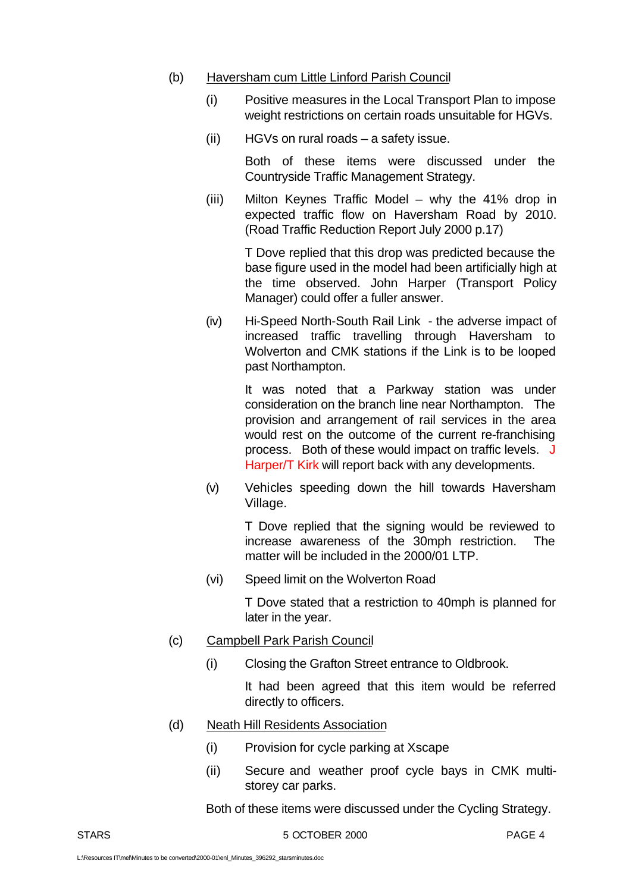(b) Haversham cum Little Linford Parish Council

   (i) Positive measures in the Local Transport Plan to impose weight restrictions on certain roads unsuitable for HGVs.

   (ii) HGVs on rural roads – a safety issue.

   Both of these items were discussed under the Countryside Traffic Management Strategy.

   (iii) Milton Keynes Traffic Model – why the 41% drop in expected traffic flow on Haversham Road by 2010. (Road Traffic Reduction Report July 2000 p.17)

   T Dove replied that this drop was predicted because the base figure used in the model had been artificially high at the time observed. John Harper (Transport Policy Manager) could offer a fuller answer.

   (iv) Hi-Speed North-South Rail Link - the adverse impact of increased traffic travelling through Haversham to Wolverton and CMK stations if the Link is to be looped past Northampton.

   It was noted that a Parkway station was under consideration on the branch line near Northampton. The provision and arrangement of rail services in the area would rest on the outcome of the current re-franchising process. Both of these would impact on traffic levels. J Harper/T Kirk will report back with any developments.

   (v) Vehicles speeding down the hill towards Haversham Village.

   T Dove replied that the signing would be reviewed to increase awareness of the 30mph restriction. The matter will be included in the 2000/01 LTP.

   (vi) Speed limit on the Wolverton Road

   T Dove stated that a restriction to 40mph is planned for later in the year.

(c) Campbell Park Parish Council

   (i) Closing the Grafton Street entrance to Oldbrook.

   It had been agreed that this item would be referred directly to officers.

(d) Neath Hill Residents Association

   (i) Provision for cycle parking at Xscape

   (ii) Secure and weather proof cycle bays in CMK multi-storey car parks.

   Both of these items were discussed under the Cycling Strategy.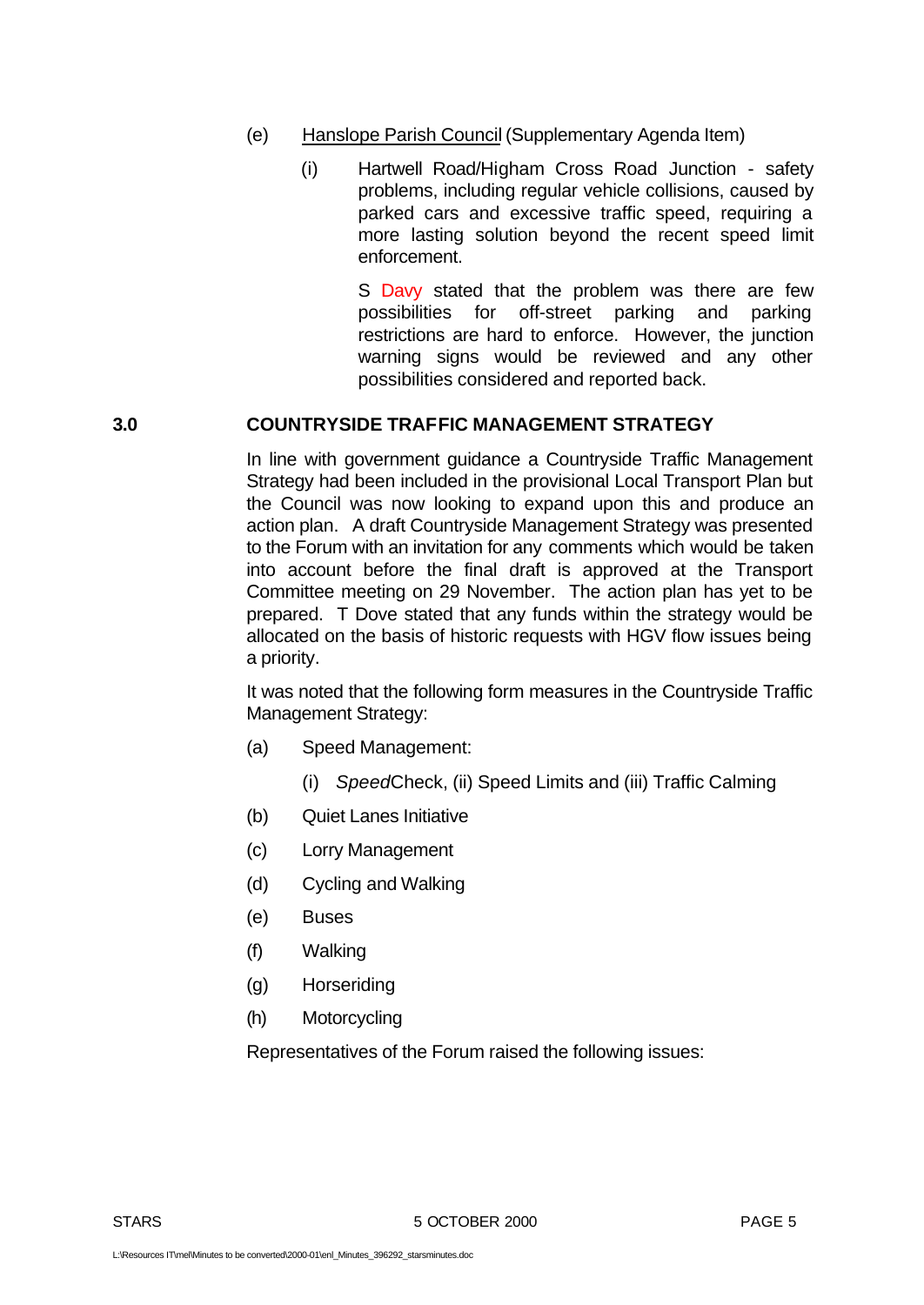(e) Hanslope Parish Council (Supplementary Agenda Item)

(i) Hartwell Road/Higham Cross Road Junction - safety problems, including regular vehicle collisions, caused by parked cars and excessive traffic speed, requiring a more lasting solution beyond the recent speed limit enforcement.

S Davy stated that the problem was there are few possibilities for off-street parking and parking restrictions are hard to enforce. However, the junction warning signs would be reviewed and any other possibilities considered and reported back.

## 3.0 COUNTRYSIDE TRAFFIC MANAGEMENT STRATEGY

In line with government guidance a Countryside Traffic Management Strategy had been included in the provisional Local Transport Plan but the Council was now looking to expand upon this and produce an action plan. A draft Countryside Management Strategy was presented to the Forum with an invitation for any comments which would be taken into account before the final draft is approved at the Transport Committee meeting on 29 November. The action plan has yet to be prepared. T Dove stated that any funds within the strategy would be allocated on the basis of historic requests with HGV flow issues being a priority.

It was noted that the following form measures in the Countryside Traffic Management Strategy:

(a) Speed Management:

(i) *Speed*Check, (ii) Speed Limits and (iii) Traffic Calming

(b) Quiet Lanes Initiative

(c) Lorry Management

(d) Cycling and Walking

(e) Buses

(f) Walking

(g) Horseriding

(h) Motorcycling

Representatives of the Forum raised the following issues: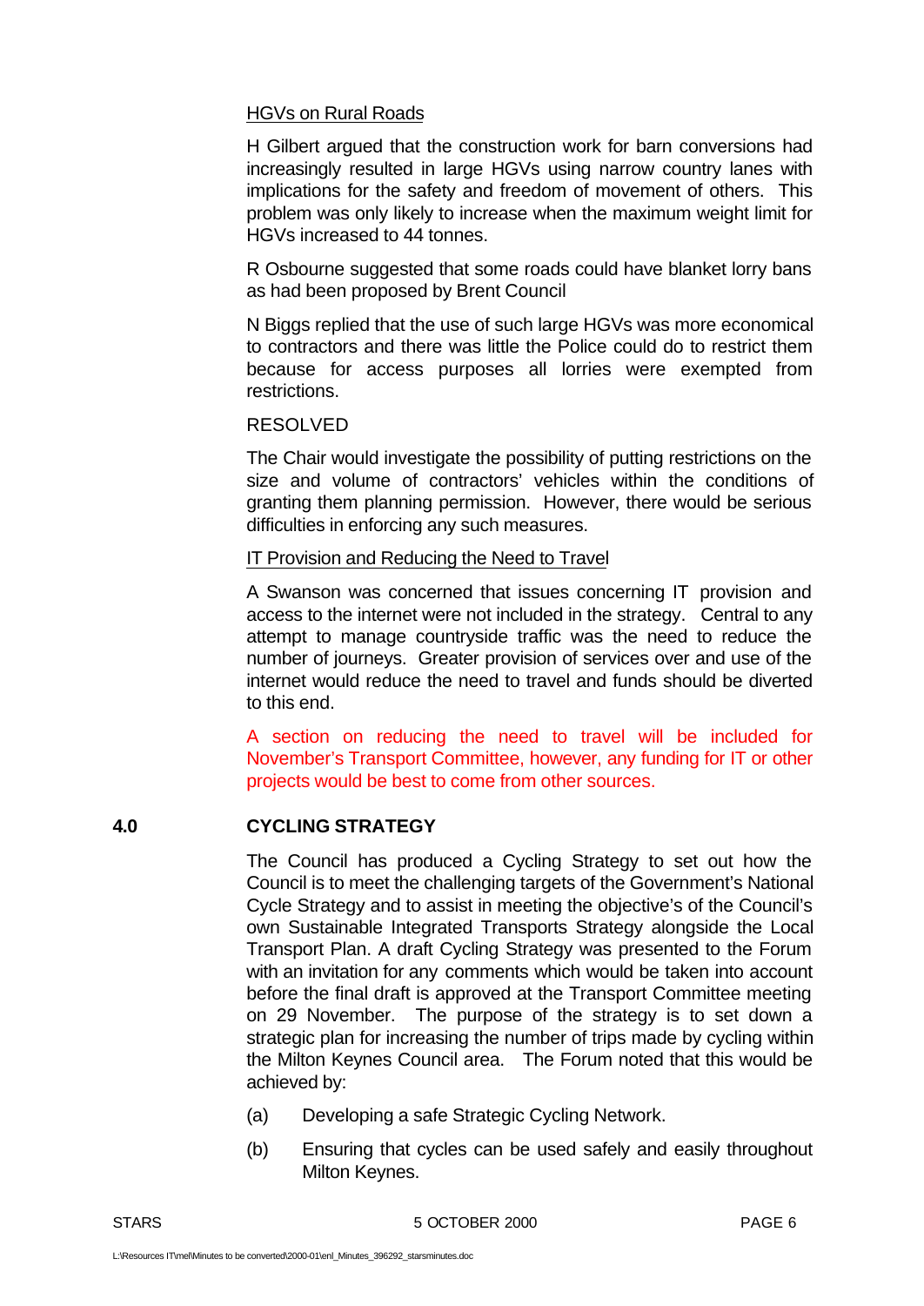HGVs on Rural Roads

H Gilbert argued that the construction work for barn conversions had increasingly resulted in large HGVs using narrow country lanes with implications for the safety and freedom of movement of others. This problem was only likely to increase when the maximum weight limit for HGVs increased to 44 tonnes.

R Osbourne suggested that some roads could have blanket lorry bans as had been proposed by Brent Council

N Biggs replied that the use of such large HGVs was more economical to contractors and there was little the Police could do to restrict them because for access purposes all lorries were exempted from restrictions.

RESOLVED

The Chair would investigate the possibility of putting restrictions on the size and volume of contractors' vehicles within the conditions of granting them planning permission. However, there would be serious difficulties in enforcing any such measures.

IT Provision and Reducing the Need to Travel

A Swanson was concerned that issues concerning IT provision and access to the internet were not included in the strategy. Central to any attempt to manage countryside traffic was the need to reduce the number of journeys. Greater provision of services over and use of the internet would reduce the need to travel and funds should be diverted to this end.

A section on reducing the need to travel will be included for November's Transport Committee, however, any funding for IT or other projects would be best to come from other sources.

## 4.0 CYCLING STRATEGY

The Council has produced a Cycling Strategy to set out how the Council is to meet the challenging targets of the Government's National Cycle Strategy and to assist in meeting the objective's of the Council's own Sustainable Integrated Transports Strategy alongside the Local Transport Plan. A draft Cycling Strategy was presented to the Forum with an invitation for any comments which would be taken into account before the final draft is approved at the Transport Committee meeting on 29 November. The purpose of the strategy is to set down a strategic plan for increasing the number of trips made by cycling within the Milton Keynes Council area. The Forum noted that this would be achieved by:

(a) Developing a safe Strategic Cycling Network.

(b) Ensuring that cycles can be used safely and easily throughout Milton Keynes.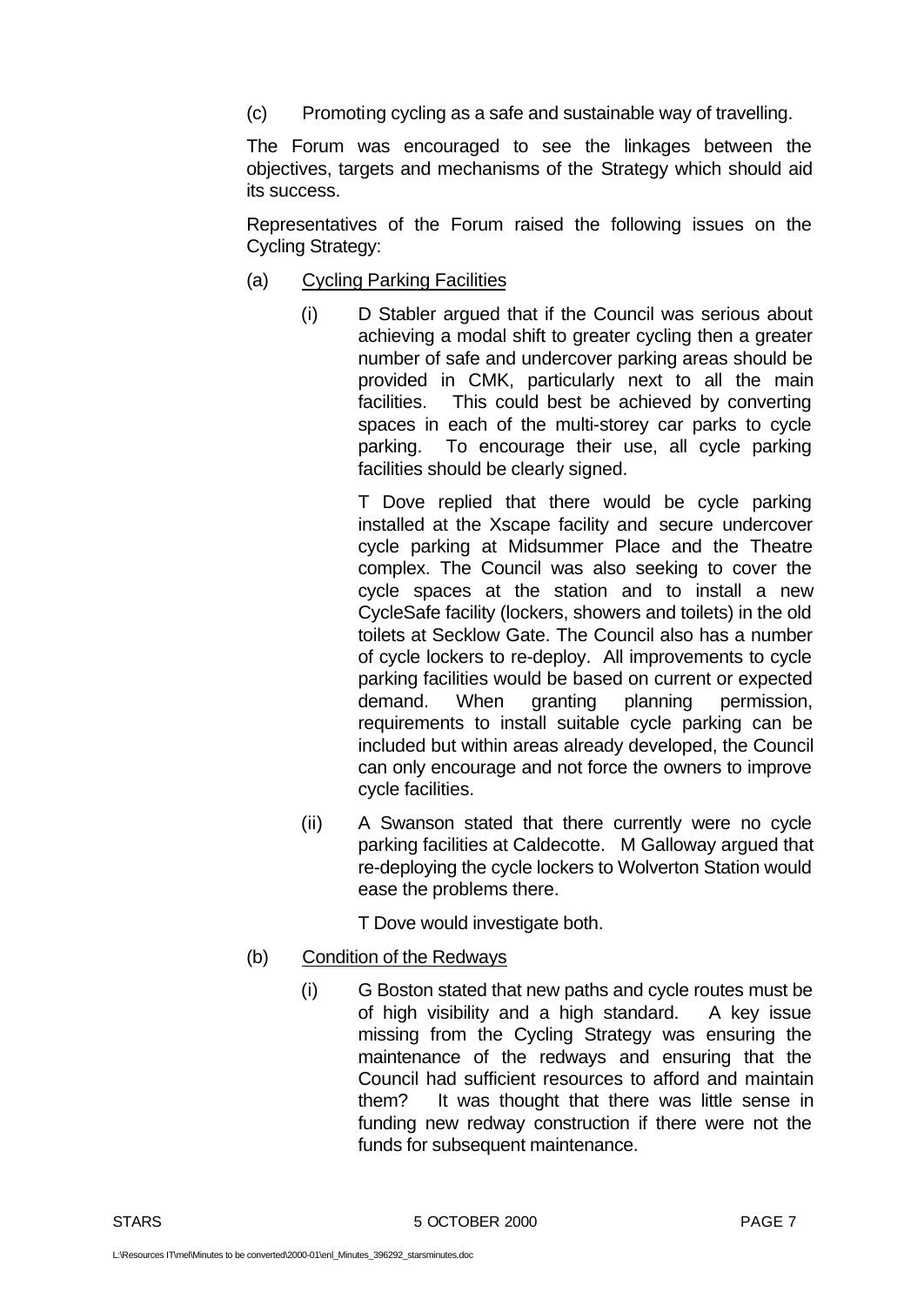(c) Promoting cycling as a safe and sustainable way of travelling.

The Forum was encouraged to see the linkages between the objectives, targets and mechanisms of the Strategy which should aid its success.

Representatives of the Forum raised the following issues on the Cycling Strategy:

(a) Cycling Parking Facilities

(i) D Stabler argued that if the Council was serious about achieving a modal shift to greater cycling then a greater number of safe and undercover parking areas should be provided in CMK, particularly next to all the main facilities. This could best be achieved by converting spaces in each of the multi-storey car parks to cycle parking. To encourage their use, all cycle parking facilities should be clearly signed.

T Dove replied that there would be cycle parking installed at the Xscape facility and secure undercover cycle parking at Midsummer Place and the Theatre complex. The Council was also seeking to cover the cycle spaces at the station and to install a new CycleSafe facility (lockers, showers and toilets) in the old toilets at Secklow Gate. The Council also has a number of cycle lockers to re-deploy. All improvements to cycle parking facilities would be based on current or expected demand. When granting planning permission, requirements to install suitable cycle parking can be included but within areas already developed, the Council can only encourage and not force the owners to improve cycle facilities.

(ii) A Swanson stated that there currently were no cycle parking facilities at Caldecotte. M Galloway argued that re-deploying the cycle lockers to Wolverton Station would ease the problems there.

T Dove would investigate both.

(b) Condition of the Redways

(i) G Boston stated that new paths and cycle routes must be of high visibility and a high standard. A key issue missing from the Cycling Strategy was ensuring the maintenance of the redways and ensuring that the Council had sufficient resources to afford and maintain them? It was thought that there was little sense in funding new redway construction if there were not the funds for subsequent maintenance.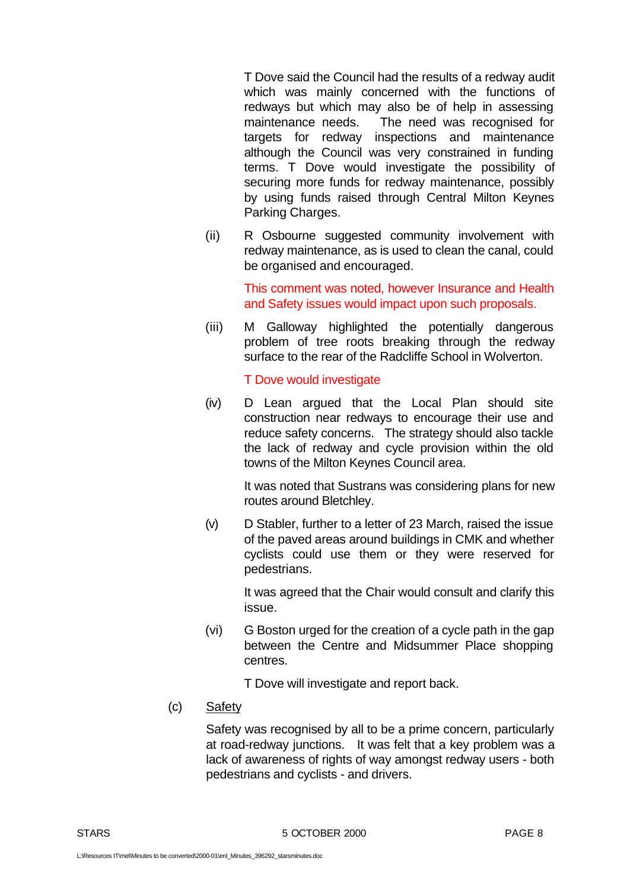T Dove said the Council had the results of a redway audit which was mainly concerned with the functions of redways but which may also be of help in assessing maintenance needs. The need was recognised for targets for redway inspections and maintenance although the Council was very constrained in funding terms. T Dove would investigate the possibility of securing more funds for redway maintenance, possibly by using funds raised through Central Milton Keynes Parking Charges.

(ii) R Osbourne suggested community involvement with redway maintenance, as is used to clean the canal, could be organised and encouraged.

This comment was noted, however Insurance and Health and Safety issues would impact upon such proposals.

(iii) M Galloway highlighted the potentially dangerous problem of tree roots breaking through the redway surface to the rear of the Radcliffe School in Wolverton.

T Dove would investigate

(iv) D Lean argued that the Local Plan should site construction near redways to encourage their use and reduce safety concerns. The strategy should also tackle the lack of redway and cycle provision within the old towns of the Milton Keynes Council area.

It was noted that Sustrans was considering plans for new routes around Bletchley.

(v) D Stabler, further to a letter of 23 March, raised the issue of the paved areas around buildings in CMK and whether cyclists could use them or they were reserved for pedestrians.

It was agreed that the Chair would consult and clarify this issue.

(vi) G Boston urged for the creation of a cycle path in the gap between the Centre and Midsummer Place shopping centres.

T Dove will investigate and report back.

(c) <u>Safety</u>

Safety was recognised by all to be a prime concern, particularly at road-redway junctions. It was felt that a key problem was a lack of awareness of rights of way amongst redway users - both pedestrians and cyclists - and drivers.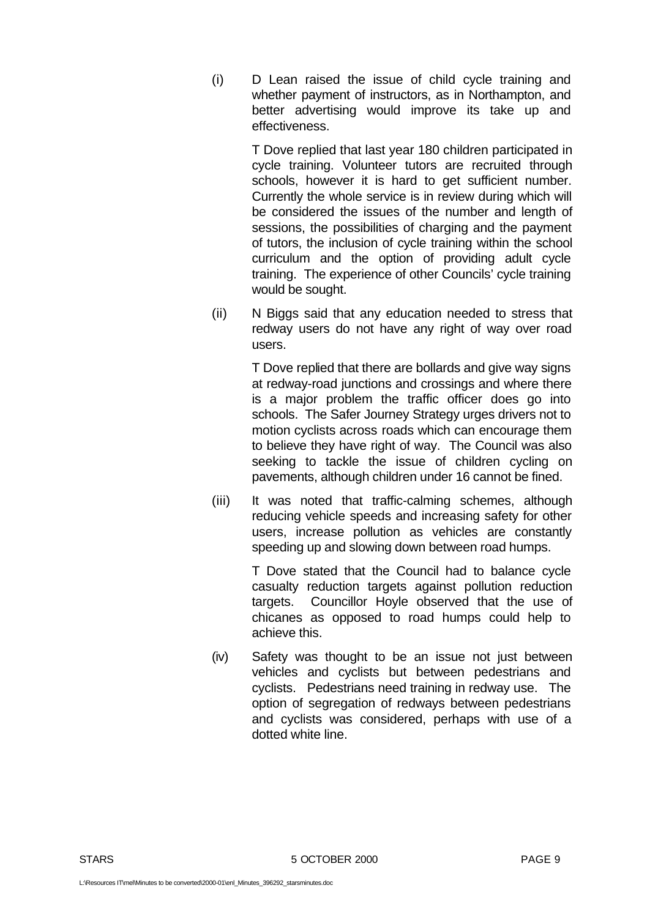(i) D Lean raised the issue of child cycle training and whether payment of instructors, as in Northampton, and better advertising would improve its take up and effectiveness.

T Dove replied that last year 180 children participated in cycle training. Volunteer tutors are recruited through schools, however it is hard to get sufficient number. Currently the whole service is in review during which will be considered the issues of the number and length of sessions, the possibilities of charging and the payment of tutors, the inclusion of cycle training within the school curriculum and the option of providing adult cycle training. The experience of other Councils' cycle training would be sought.

(ii) N Biggs said that any education needed to stress that redway users do not have any right of way over road users.

T Dove replied that there are bollards and give way signs at redway-road junctions and crossings and where there is a major problem the traffic officer does go into schools. The Safer Journey Strategy urges drivers not to motion cyclists across roads which can encourage them to believe they have right of way. The Council was also seeking to tackle the issue of children cycling on pavements, although children under 16 cannot be fined.

(iii) It was noted that traffic-calming schemes, although reducing vehicle speeds and increasing safety for other users, increase pollution as vehicles are constantly speeding up and slowing down between road humps.

T Dove stated that the Council had to balance cycle casualty reduction targets against pollution reduction targets. Councillor Hoyle observed that the use of chicanes as opposed to road humps could help to achieve this.

(iv) Safety was thought to be an issue not just between vehicles and cyclists but between pedestrians and cyclists. Pedestrians need training in redway use. The option of segregation of redways between pedestrians and cyclists was considered, perhaps with use of a dotted white line.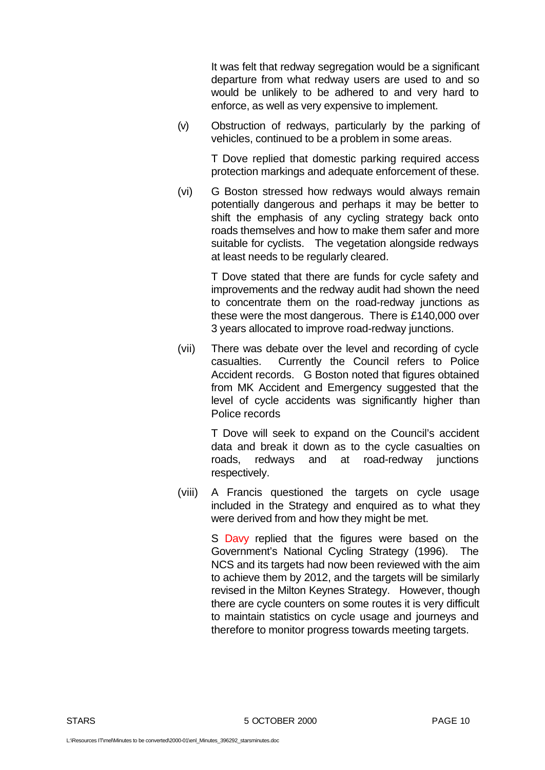It was felt that redway segregation would be a significant departure from what redway users are used to and so would be unlikely to be adhered to and very hard to enforce, as well as very expensive to implement.

(v) Obstruction of redways, particularly by the parking of vehicles, continued to be a problem in some areas.

T Dove replied that domestic parking required access protection markings and adequate enforcement of these.

(vi) G Boston stressed how redways would always remain potentially dangerous and perhaps it may be better to shift the emphasis of any cycling strategy back onto roads themselves and how to make them safer and more suitable for cyclists. The vegetation alongside redways at least needs to be regularly cleared.

T Dove stated that there are funds for cycle safety and improvements and the redway audit had shown the need to concentrate them on the road-redway junctions as these were the most dangerous. There is £140,000 over 3 years allocated to improve road-redway junctions.

(vii) There was debate over the level and recording of cycle casualties. Currently the Council refers to Police Accident records. G Boston noted that figures obtained from MK Accident and Emergency suggested that the level of cycle accidents was significantly higher than Police records

T Dove will seek to expand on the Council's accident data and break it down as to the cycle casualties on roads, redways and at road-redway junctions respectively.

(viii) A Francis questioned the targets on cycle usage included in the Strategy and enquired as to what they were derived from and how they might be met.

S Davy replied that the figures were based on the Government's National Cycling Strategy (1996). The NCS and its targets had now been reviewed with the aim to achieve them by 2012, and the targets will be similarly revised in the Milton Keynes Strategy. However, though there are cycle counters on some routes it is very difficult to maintain statistics on cycle usage and journeys and therefore to monitor progress towards meeting targets.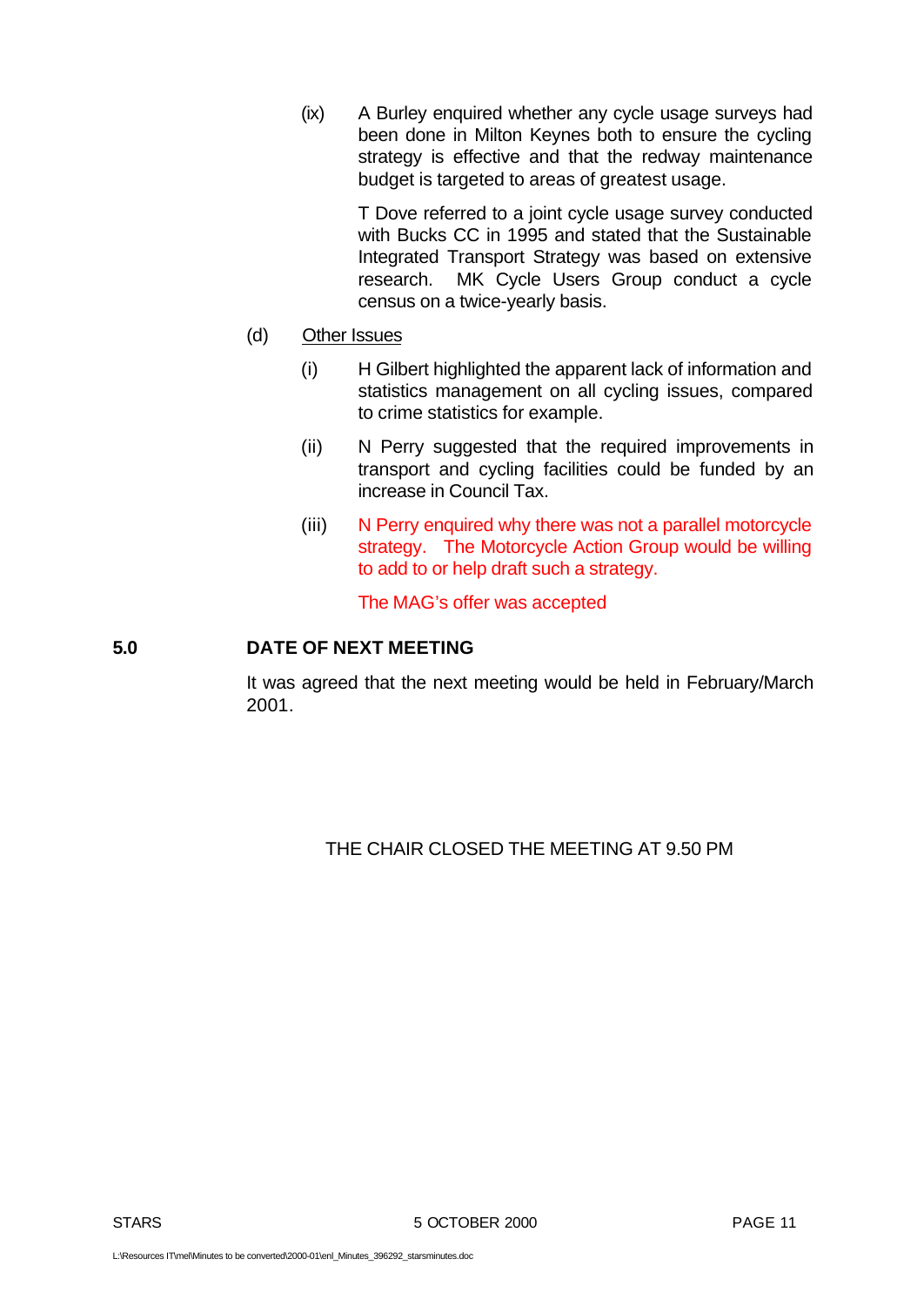(ix) A Burley enquired whether any cycle usage surveys had been done in Milton Keynes both to ensure the cycling strategy is effective and that the redway maintenance budget is targeted to areas of greatest usage.

T Dove referred to a joint cycle usage survey conducted with Bucks CC in 1995 and stated that the Sustainable Integrated Transport Strategy was based on extensive research. MK Cycle Users Group conduct a cycle census on a twice-yearly basis.

(d) Other Issues

(i) H Gilbert highlighted the apparent lack of information and statistics management on all cycling issues, compared to crime statistics for example.

(ii) N Perry suggested that the required improvements in transport and cycling facilities could be funded by an increase in Council Tax.

(iii) N Perry enquired why there was not a parallel motorcycle strategy. The Motorcycle Action Group would be willing to add to or help draft such a strategy.

The MAG's offer was accepted

## 5.0 DATE OF NEXT MEETING

It was agreed that the next meeting would be held in February/March 2001.

THE CHAIR CLOSED THE MEETING AT 9.50 PM